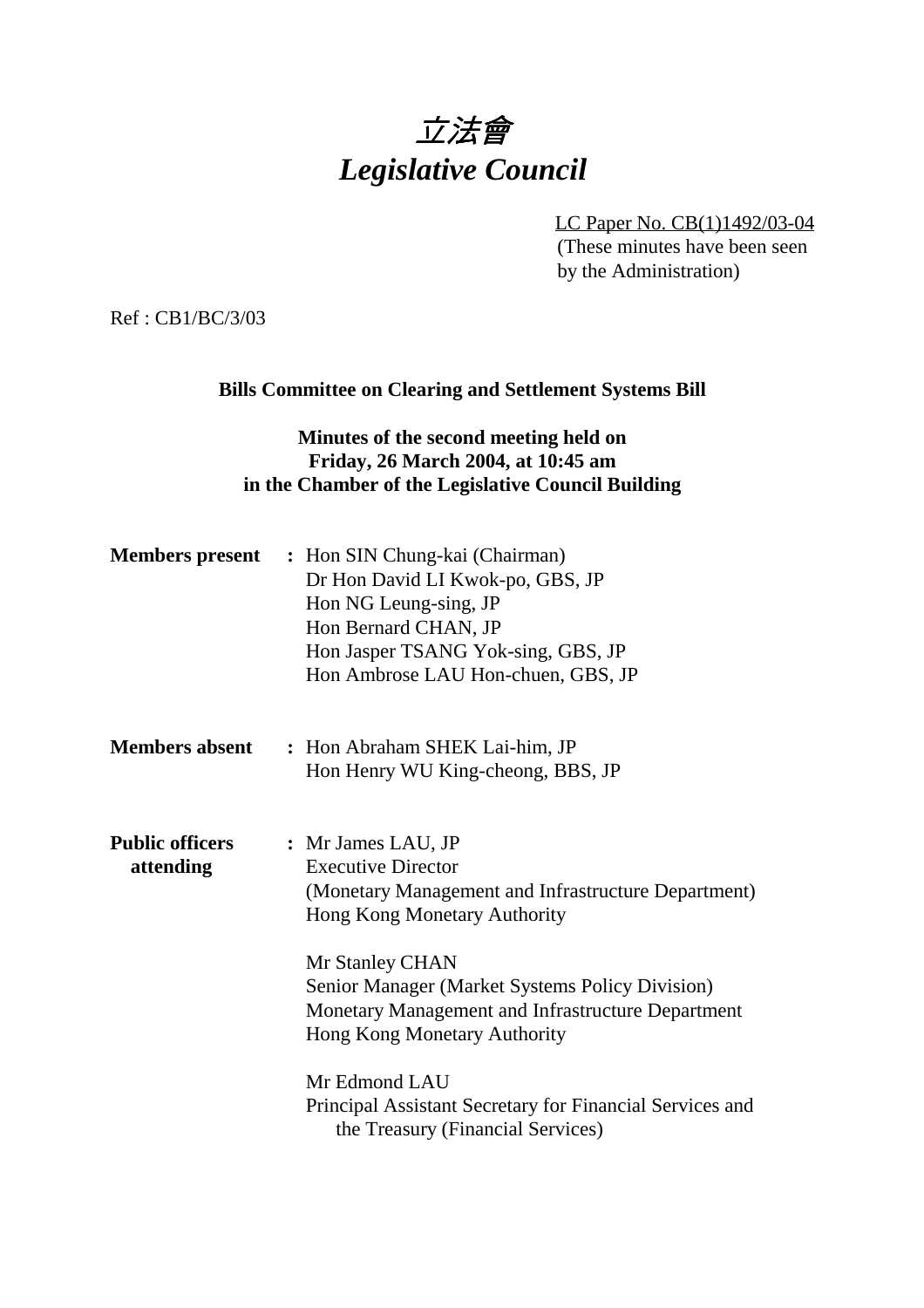# *立法會*
# *Legislative Council*

LC Paper No. CB(1)1492/03-04
(These minutes have been seen by the Administration)

Ref : CB1/BC/3/03

**Bills Committee on Clearing and Settlement Systems Bill**

**Minutes of the second meeting held on Friday, 26 March 2004, at 10:45 am in the Chamber of the Legislative Council Building**

**Members present** : Hon SIN Chung-kai (Chairman)
Dr Hon David LI Kwok-po, GBS, JP
Hon NG Leung-sing, JP
Hon Bernard CHAN, JP
Hon Jasper TSANG Yok-sing, GBS, JP
Hon Ambrose LAU Hon-chuen, GBS, JP

**Members absent** : Hon Abraham SHEK Lai-him, JP
Hon Henry WU King-cheong, BBS, JP

**Public officers attending** : Mr James LAU, JP
Executive Director
(Monetary Management and Infrastructure Department)
Hong Kong Monetary Authority

Mr Stanley CHAN
Senior Manager (Market Systems Policy Division)
Monetary Management and Infrastructure Department
Hong Kong Monetary Authority

Mr Edmond LAU
Principal Assistant Secretary for Financial Services and the Treasury (Financial Services)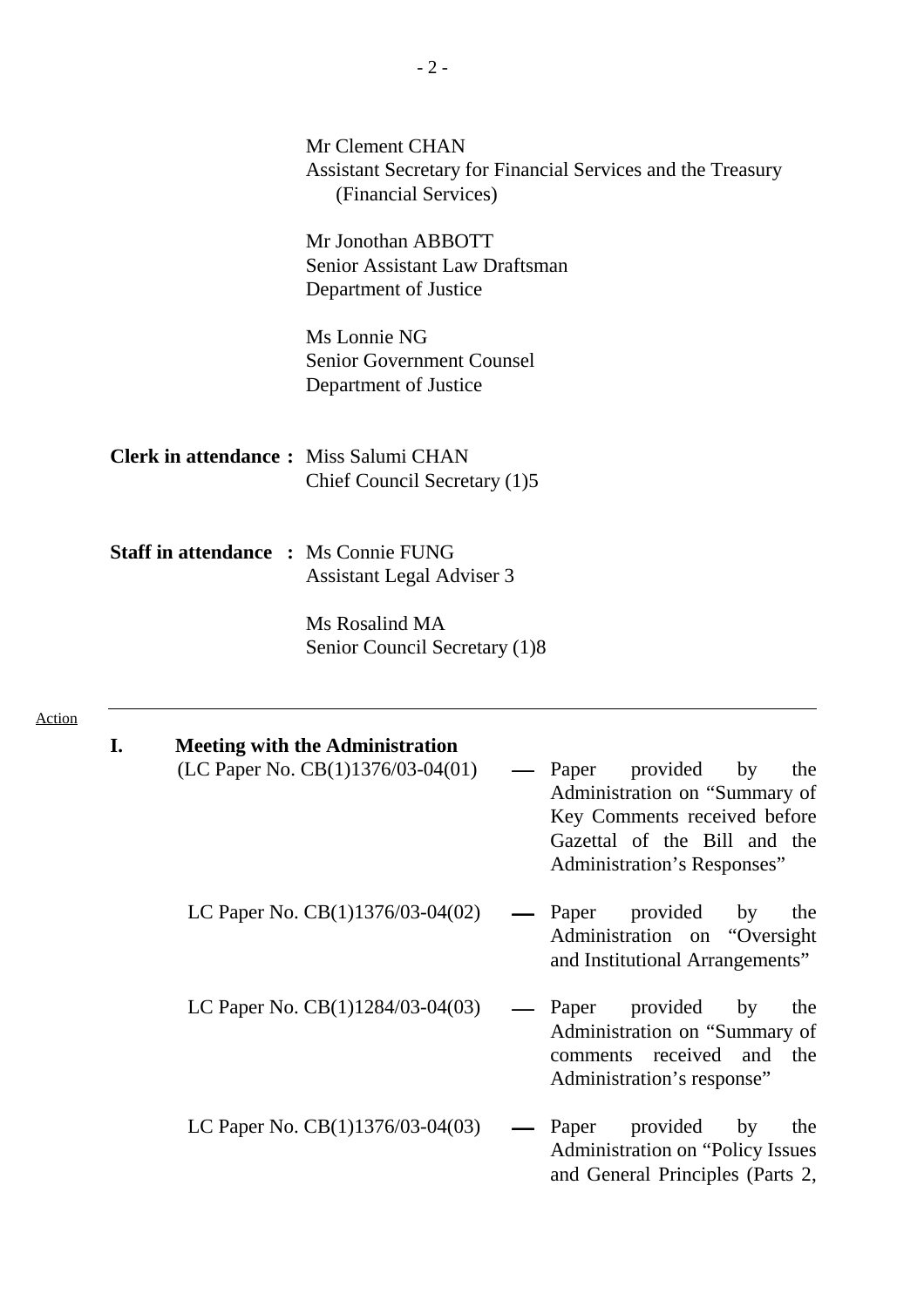Mr Clement CHAN
Assistant Secretary for Financial Services and the Treasury (Financial Services)

Mr Jonothan ABBOTT
Senior Assistant Law Draftsman
Department of Justice

Ms Lonnie NG
Senior Government Counsel
Department of Justice

**Clerk in attendance :** Miss Salumi CHAN
Chief Council Secretary (1)5

**Staff in attendance :** Ms Connie FUNG
Assistant Legal Adviser 3

Ms Rosalind MA
Senior Council Secretary (1)8

---

Action

**I. Meeting with the Administration**

(LC Paper No. CB(1)1376/03-04(01) — Paper provided by the Administration on "Summary of Key Comments received before Gazettal of the Bill and the Administration's Responses"

LC Paper No. CB(1)1376/03-04(02) — Paper provided by the Administration on "Oversight and Institutional Arrangements"

LC Paper No. CB(1)1284/03-04(03) — Paper provided by the Administration on "Summary of comments received and the Administration's response"

LC Paper No. CB(1)1376/03-04(03) — Paper provided by the Administration on "Policy Issues and General Principles (Parts 2,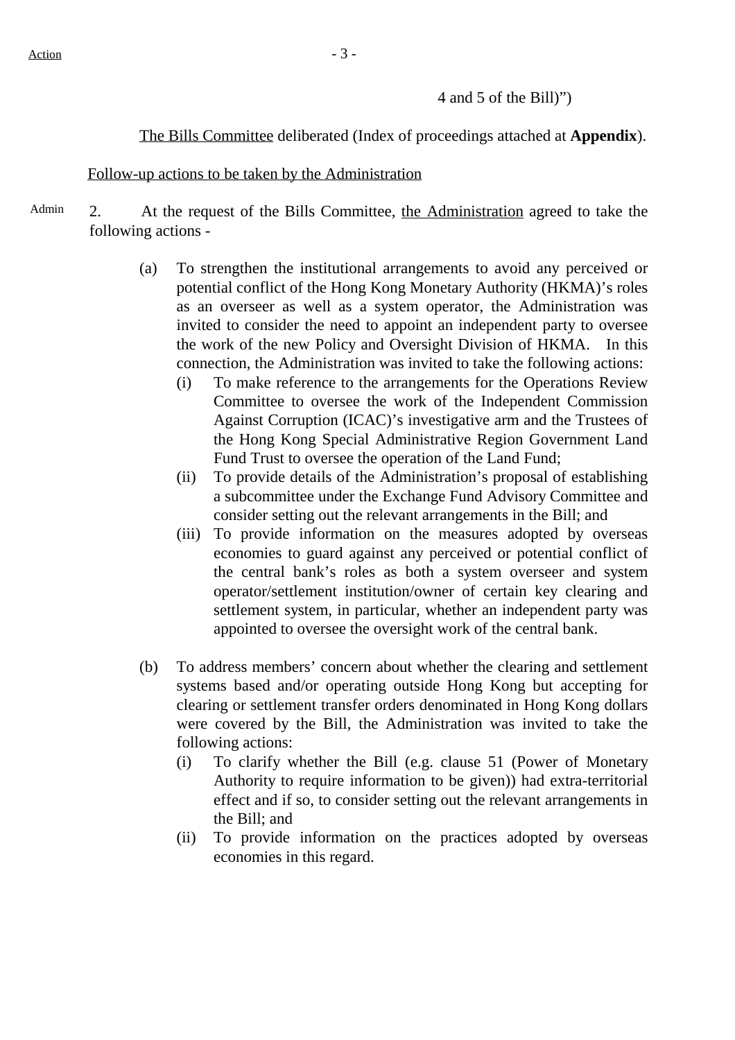Action

4 and 5 of the Bill)")

<u>The Bills Committee</u> deliberated (Index of proceedings attached at **Appendix**).

<u>Follow-up actions to be taken by the Administration</u>

Admin

2. At the request of the Bills Committee, <u>the Administration</u> agreed to take the following actions -

(a) To strengthen the institutional arrangements to avoid any perceived or potential conflict of the Hong Kong Monetary Authority (HKMA)'s roles as an overseer as well as a system operator, the Administration was invited to consider the need to appoint an independent party to oversee the work of the new Policy and Oversight Division of HKMA. In this connection, the Administration was invited to take the following actions:

   (i) To make reference to the arrangements for the Operations Review Committee to oversee the work of the Independent Commission Against Corruption (ICAC)'s investigative arm and the Trustees of the Hong Kong Special Administrative Region Government Land Fund Trust to oversee the operation of the Land Fund;

   (ii) To provide details of the Administration's proposal of establishing a subcommittee under the Exchange Fund Advisory Committee and consider setting out the relevant arrangements in the Bill; and

   (iii) To provide information on the measures adopted by overseas economies to guard against any perceived or potential conflict of the central bank's roles as both a system overseer and system operator/settlement institution/owner of certain key clearing and settlement system, in particular, whether an independent party was appointed to oversee the oversight work of the central bank.

(b) To address members' concern about whether the clearing and settlement systems based and/or operating outside Hong Kong but accepting for clearing or settlement transfer orders denominated in Hong Kong dollars were covered by the Bill, the Administration was invited to take the following actions:

   (i) To clarify whether the Bill (e.g. clause 51 (Power of Monetary Authority to require information to be given)) had extra-territorial effect and if so, to consider setting out the relevant arrangements in the Bill; and

   (ii) To provide information on the practices adopted by overseas economies in this regard.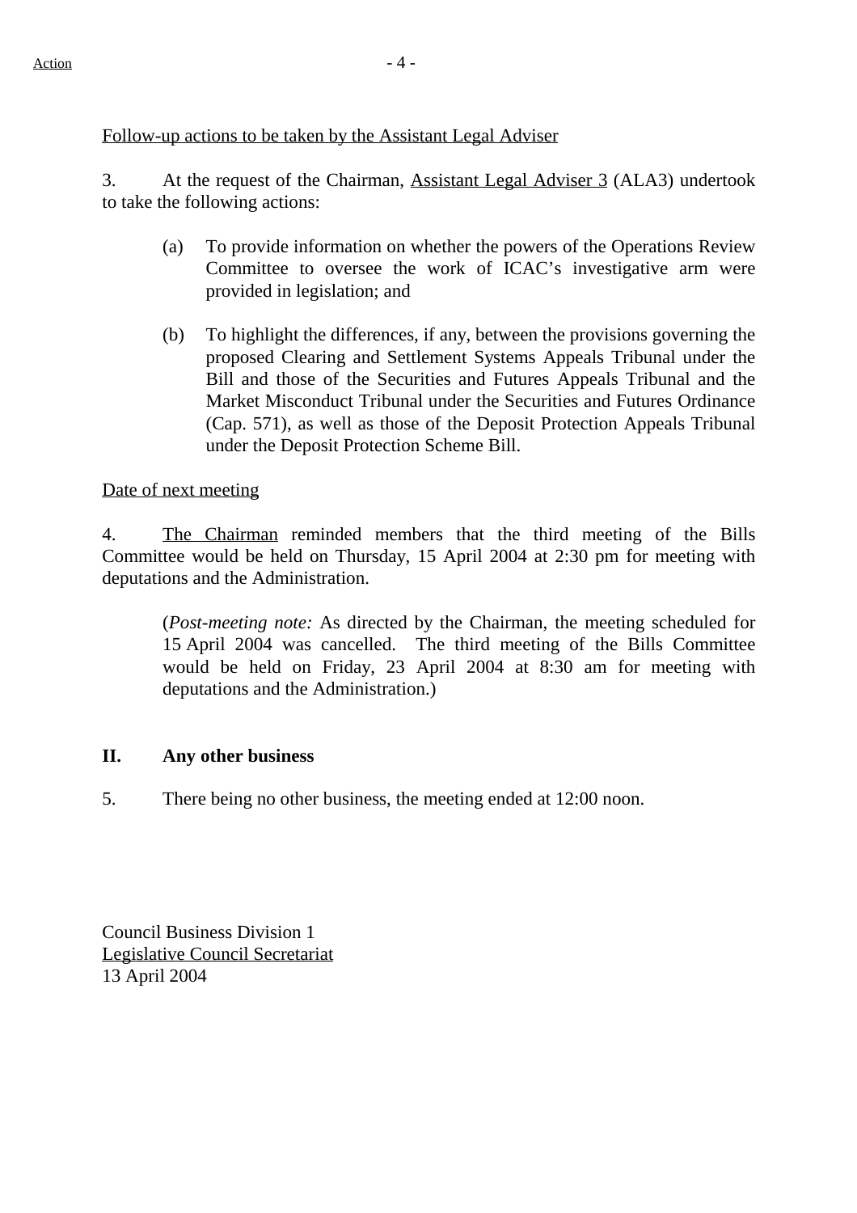Follow-up actions to be taken by the Assistant Legal Adviser

3. At the request of the Chairman, Assistant Legal Adviser 3 (ALA3) undertook to take the following actions:

(a) To provide information on whether the powers of the Operations Review Committee to oversee the work of ICAC's investigative arm were provided in legislation; and

(b) To highlight the differences, if any, between the provisions governing the proposed Clearing and Settlement Systems Appeals Tribunal under the Bill and those of the Securities and Futures Appeals Tribunal and the Market Misconduct Tribunal under the Securities and Futures Ordinance (Cap. 571), as well as those of the Deposit Protection Appeals Tribunal under the Deposit Protection Scheme Bill.

Date of next meeting

4. The Chairman reminded members that the third meeting of the Bills Committee would be held on Thursday, 15 April 2004 at 2:30 pm for meeting with deputations and the Administration.

(*Post-meeting note:* As directed by the Chairman, the meeting scheduled for 15 April 2004 was cancelled. The third meeting of the Bills Committee would be held on Friday, 23 April 2004 at 8:30 am for meeting with deputations and the Administration.)

## II. Any other business

5. There being no other business, the meeting ended at 12:00 noon.

Council Business Division 1
Legislative Council Secretariat
13 April 2004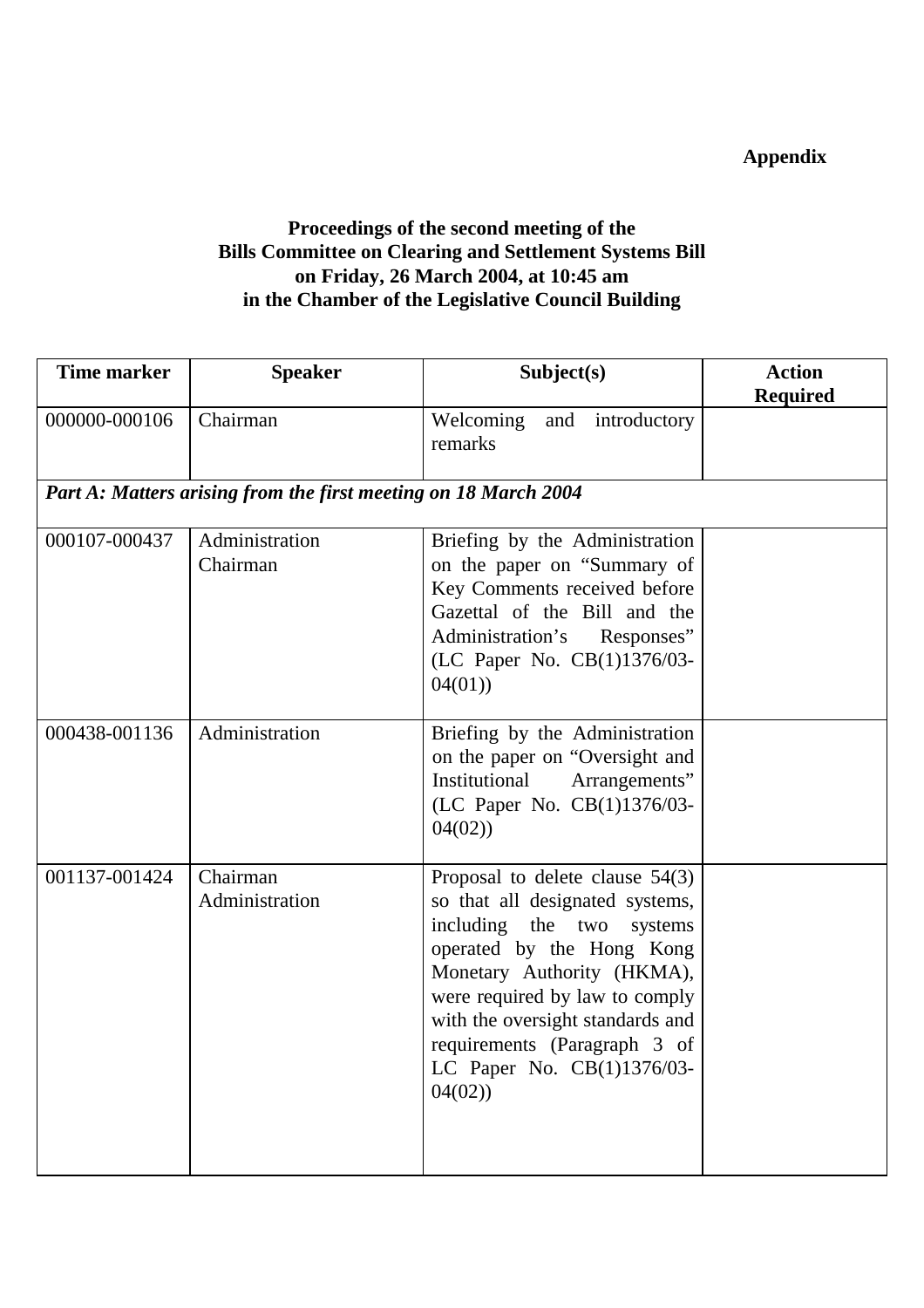**Appendix**

**Proceedings of the second meeting of the Bills Committee on Clearing and Settlement Systems Bill on Friday, 26 March 2004, at 10:45 am in the Chamber of the Legislative Council Building**

| Time marker | Speaker | Subject(s) | Action Required |
|---|---|---|---|
| 000000-000106 | Chairman | Welcoming and introductory remarks | |
| ***Part A: Matters arising from the first meeting on 18 March 2004*** | | | |
| 000107-000437 | Administration<br>Chairman | Briefing by the Administration on the paper on "Summary of Key Comments received before Gazettal of the Bill and the Administration's Responses" (LC Paper No. CB(1)1376/03-04(01)) | |
| 000438-001136 | Administration | Briefing by the Administration on the paper on "Oversight and Institutional Arrangements" (LC Paper No. CB(1)1376/03-04(02)) | |
| 001137-001424 | Chairman<br>Administration | Proposal to delete clause 54(3) so that all designated systems, including the two systems operated by the Hong Kong Monetary Authority (HKMA), were required by law to comply with the oversight standards and requirements (Paragraph 3 of LC Paper No. CB(1)1376/03-04(02)) | |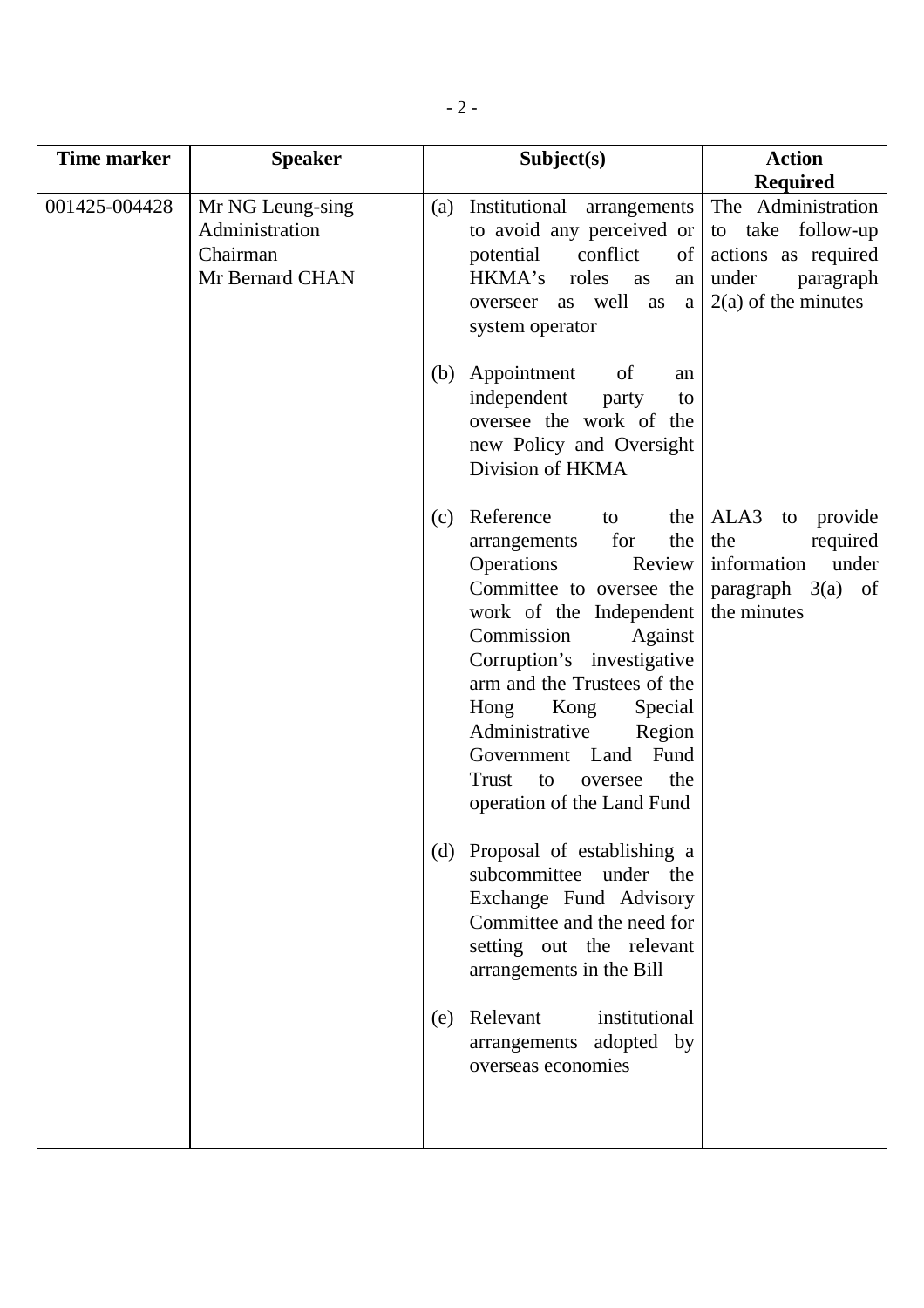| Time marker | Speaker | Subject(s) | Action Required |
|---|---|---|---|
| 001425-004428 | Mr NG Leung-sing<br>Administration<br>Chairman<br>Mr Bernard CHAN | (a) Institutional arrangements to avoid any perceived or potential conflict of HKMA's roles as an overseer as well as a system operator | The Administration to take follow-up actions as required under paragraph 2(a) of the minutes |
| | | (b) Appointment of an independent party to oversee the work of the new Policy and Oversight Division of HKMA | |
| | | (c) Reference to the arrangements for the Operations Review Committee to oversee the work of the Independent Commission Against Corruption's investigative arm and the Trustees of the Hong Kong Special Administrative Region Government Land Fund Trust to oversee the operation of the Land Fund | ALA3 to provide the required information under paragraph 3(a) of the minutes |
| | | (d) Proposal of establishing a subcommittee under the Exchange Fund Advisory Committee and the need for setting out the relevant arrangements in the Bill | |
| | | (e) Relevant institutional arrangements adopted by overseas economies | |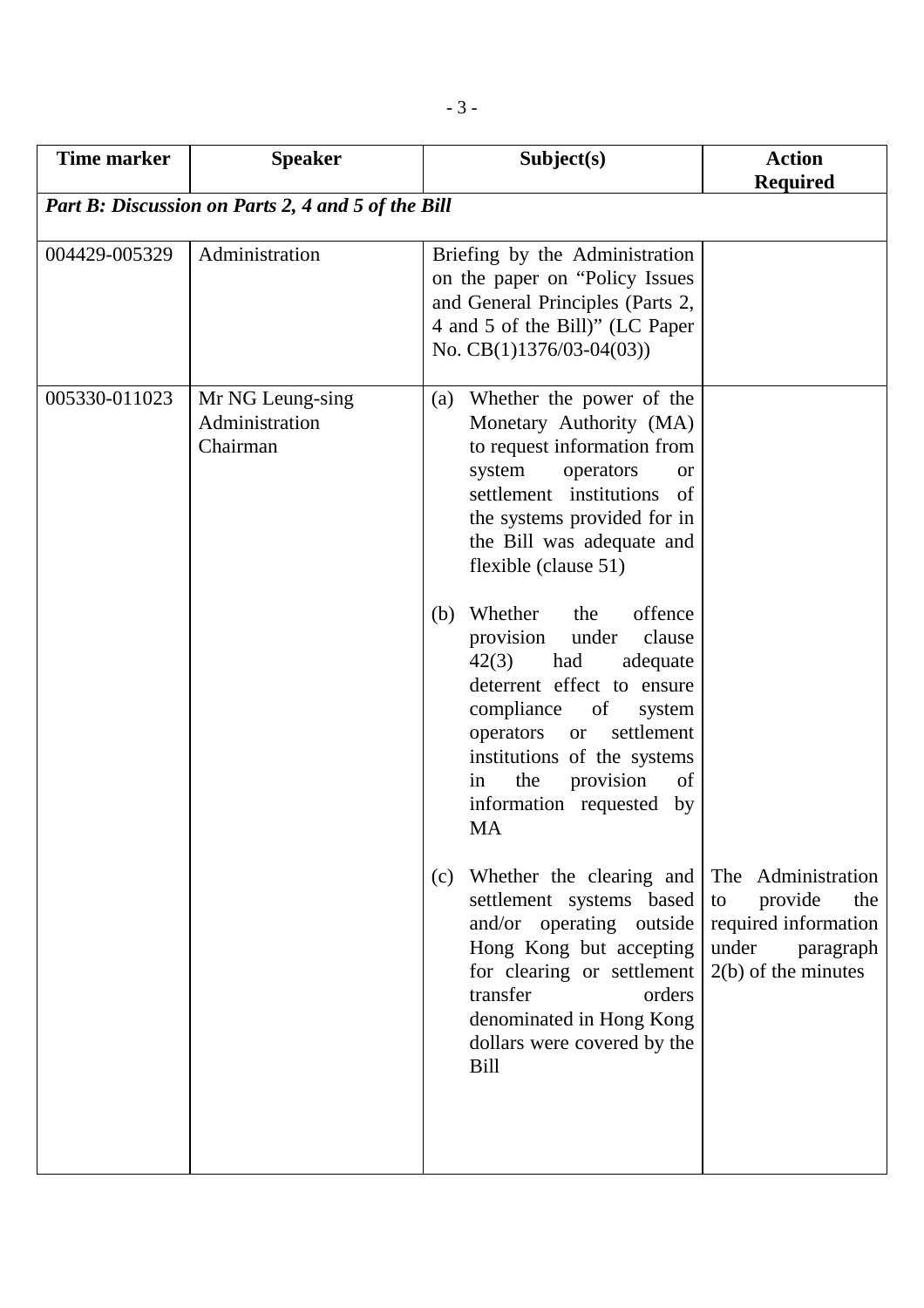| Time marker | Speaker | Subject(s) | Action Required |
|---|---|---|---|
| *Part B: Discussion on Parts 2, 4 and 5 of the Bill* | | | |
| 004429-005329 | Administration | Briefing by the Administration on the paper on "Policy Issues and General Principles (Parts 2, 4 and 5 of the Bill)" (LC Paper No. CB(1)1376/03-04(03)) | |
| 005330-011023 | Mr NG Leung-sing<br>Administration<br>Chairman | (a) Whether the power of the Monetary Authority (MA) to request information from system operators or settlement institutions of the systems provided for in the Bill was adequate and flexible (clause 51)<br><br>(b) Whether the offence provision under clause 42(3) had adequate deterrent effect to ensure compliance of system operators or settlement institutions of the systems in the provision of information requested by MA<br><br>(c) Whether the clearing and settlement systems based and/or operating outside Hong Kong but accepting for clearing or settlement transfer orders denominated in Hong Kong dollars were covered by the Bill | The Administration to provide the required information under paragraph 2(b) of the minutes |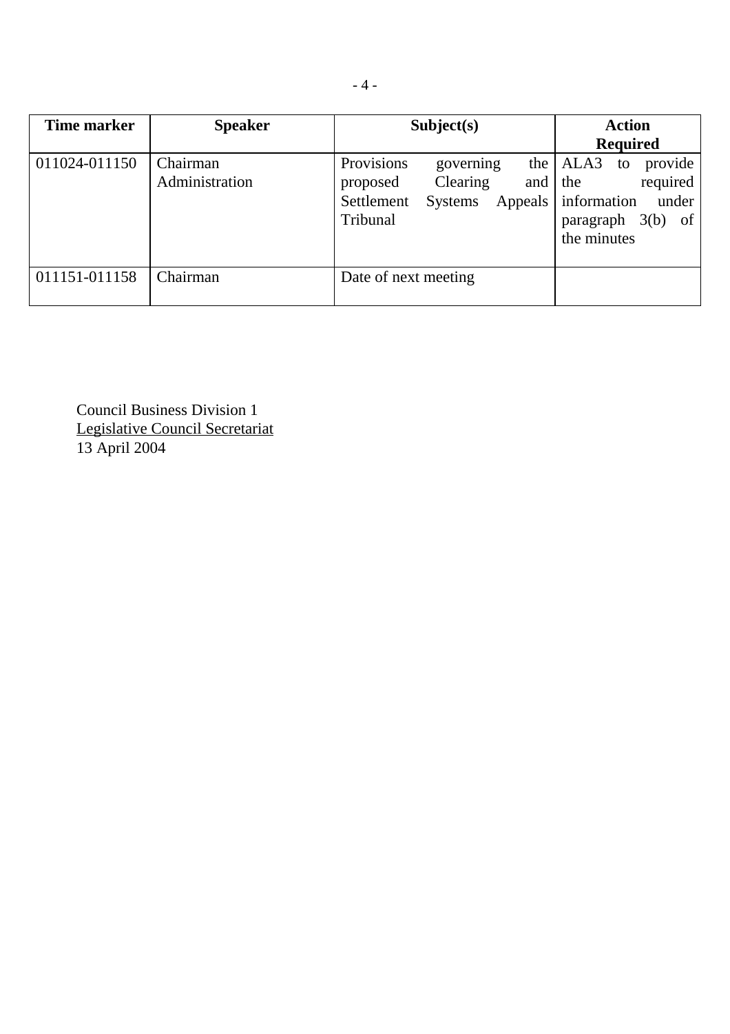| Time marker | Speaker | Subject(s) | Action Required |
|---|---|---|---|
| 011024-011150 | Chairman Administration | Provisions governing the proposed Clearing and Settlement Systems Appeals Tribunal | ALA3 to provide the required information under paragraph 3(b) of the minutes |
| 011151-011158 | Chairman | Date of next meeting | |

Council Business Division 1
Legislative Council Secretariat
13 April 2004